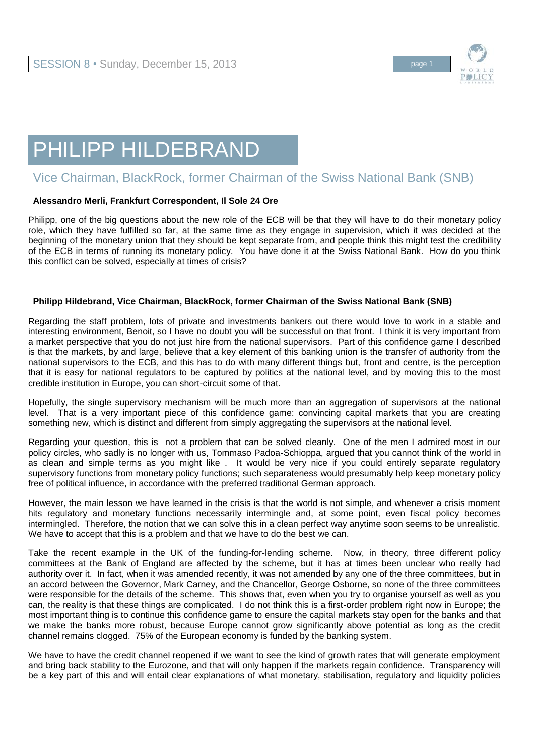# PHILIPP HILDEBRAND

## Vice Chairman, BlackRock, former Chairman of the Swiss National Bank (SNB)

**Alessandro Merli, Frankfurt Correspondent, Il Sole 24 Ore**

Philipp, one of the big questions about the new role of the ECB will be that they will have to do their monetary policy role, which they have fulfilled so far, at the same time as they engage in supervision, which it was decided at the beginning of the monetary union that they should be kept separate from, and people think this might test the credibility of the ECB in terms of running its monetary policy. You have done it at the Swiss National Bank. How do you think this conflict can be solved, especially at times of crisis?

**Philipp Hildebrand, Vice Chairman, BlackRock, former Chairman of the Swiss National Bank (SNB)**

Regarding the staff problem, lots of private and investments bankers out there would love to work in a stable and interesting environment, Benoit, so I have no doubt you will be successful on that front. I think it is very important from a market perspective that you do not just hire from the national supervisors. Part of this confidence game I described is that the markets, by and large, believe that a key element of this banking union is the transfer of authority from the national supervisors to the ECB, and this has to do with many different things but, front and centre, is the perception that it is easy for national regulators to be captured by politics at the national level, and by moving this to the most credible institution in Europe, you can short-circuit some of that.

Hopefully, the single supervisory mechanism will be much more than an aggregation of supervisors at the national level. That is a very important piece of this confidence game: convincing capital markets that you are creating something new, which is distinct and different from simply aggregating the supervisors at the national level.

Regarding your question, this is not a problem that can be solved cleanly. One of the men I admired most in our policy circles, who sadly is no longer with us, Tommaso Padoa-Schioppa, argued that you cannot think of the world in as clean and simple terms as you might like . It would be very nice if you could entirely separate regulatory supervisory functions from monetary policy functions; such separateness would presumably help keep monetary policy free of political influence, in accordance with the preferred traditional German approach.

However, the main lesson we have learned in the crisis is that the world is not simple, and whenever a crisis moment hits regulatory and monetary functions necessarily intermingle and, at some point, even fiscal policy becomes intermingled. Therefore, the notion that we can solve this in a clean perfect way anytime soon seems to be unrealistic. We have to accept that this is a problem and that we have to do the best we can.

Take the recent example in the UK of the funding-for-lending scheme. Now, in theory, three different policy committees at the Bank of England are affected by the scheme, but it has at times been unclear who really had authority over it. In fact, when it was amended recently, it was not amended by any one of the three committees, but in an accord between the Governor, Mark Carney, and the Chancellor, George Osborne, so none of the three committees were responsible for the details of the scheme. This shows that, even when you try to organise yourself as well as you can, the reality is that these things are complicated. I do not think this is a first-order problem right now in Europe; the most important thing is to continue this confidence game to ensure the capital markets stay open for the banks and that we make the banks more robust, because Europe cannot grow significantly above potential as long as the credit channel remains clogged. 75% of the European economy is funded by the banking system.

We have to have the credit channel reopened if we want to see the kind of growth rates that will generate employment and bring back stability to the Eurozone, and that will only happen if the markets regain confidence. Transparency will be a key part of this and will entail clear explanations of what monetary, stabilisation, regulatory and liquidity policies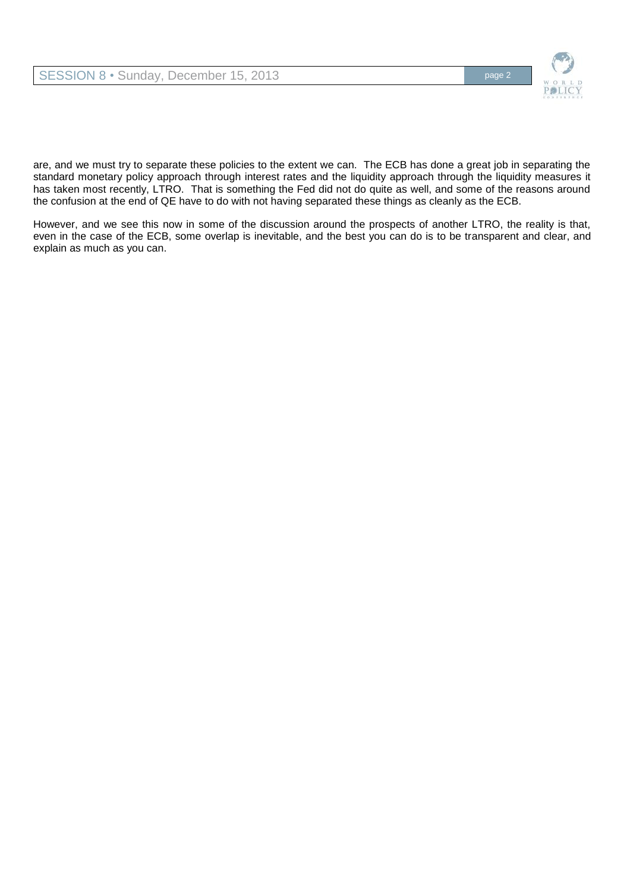are, and we must try to separate these policies to the extent we can. The ECB has done a great job in separating the standard monetary policy approach through interest rates and the liquidity approach through the liquidity measures it has taken most recently, LTRO. That is something the Fed did not do quite as well, and some of the reasons around the confusion at the end of QE have to do with not having separated these things as cleanly as the ECB.

However, and we see this now in some of the discussion around the prospects of another LTRO, the reality is that, even in the case of the ECB, some overlap is inevitable, and the best you can do is to be transparent and clear, and explain as much as you can.